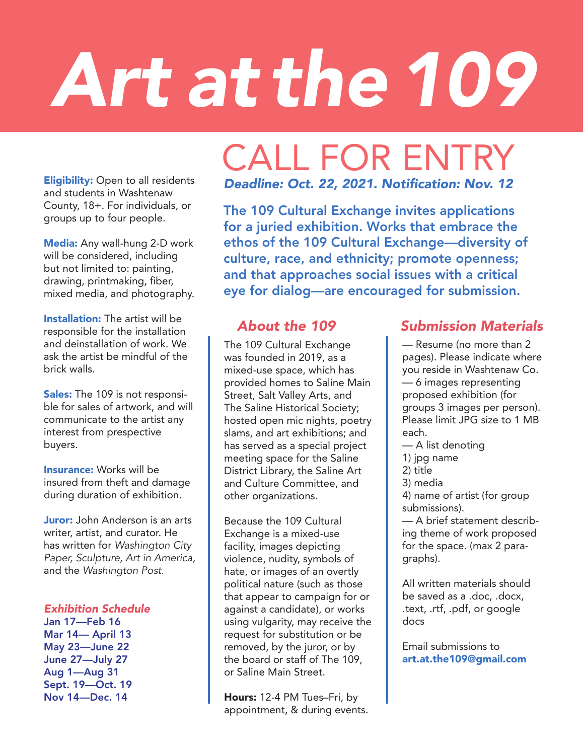# Art at the 109

## CALL FOR ENTRY

***Deadline: Oct. 22, 2021. Notification: Nov. 12***

**The 109 Cultural Exchange invites applications for a juried exhibition. Works that embrace the ethos of the 109 Cultural Exchange—diversity of culture, race, and ethnicity; promote openness; and that approaches social issues with a critical eye for dialog—are encouraged for submission.**

**Eligibility:** Open to all residents and students in Washtenaw County, 18+. For individuals, or groups up to four people.

**Media:** Any wall-hung 2-D work will be considered, including but not limited to: painting, drawing, printmaking, fiber, mixed media, and photography.

**Installation:** The artist will be responsible for the installation and deinstallation of work. We ask the artist be mindful of the brick walls.

**Sales:** The 109 is not responsible for sales of artwork, and will communicate to the artist any interest from prespective buyers.

**Insurance:** Works will be insured from theft and damage during duration of exhibition.

**Juror:** John Anderson is an arts writer, artist, and curator. He has written for *Washington City Paper, Sculpture, Art in America,* and the *Washington Post.*

### *Exhibition Schedule*

**Jan 17—Feb 16**
**Mar 14— April 13**
**May 23—June 22**
**June 27—July 27**
**Aug 1—Aug 31**
**Sept. 19—Oct. 19**
**Nov 14—Dec. 14**

### *About the 109*

The 109 Cultural Exchange was founded in 2019, as a mixed-use space, which has provided homes to Saline Main Street, Salt Valley Arts, and The Saline Historical Society; hosted open mic nights, poetry slams, and art exhibitions; and has served as a special project meeting space for the Saline District Library, the Saline Art and Culture Committee, and other organizations.

Because the 109 Cultural Exchange is a mixed-use facility, images depicting violence, nudity, symbols of hate, or images of an overtly political nature (such as those that appear to campaign for or against a candidate), or works using vulgarity, may receive the request for substitution or be removed, by the juror, or by the board or staff of The 109, or Saline Main Street.

**Hours:** 12-4 PM Tues–Fri, by appointment, & during events.

### *Submission Materials*

— Resume (no more than 2 pages). Please indicate where you reside in Washtenaw Co.
— 6 images representing proposed exhibition (for groups 3 images per person). Please limit JPG size to 1 MB each.
— A list denoting
1) jpg name
2) title
3) media
4) name of artist (for group submissions).
— A brief statement describing theme of work proposed for the space. (max 2 paragraphs).

All written materials should be saved as a .doc, .docx, .text, .rtf, .pdf, or google docs

Email submissions to **art.at.the109@gmail.com**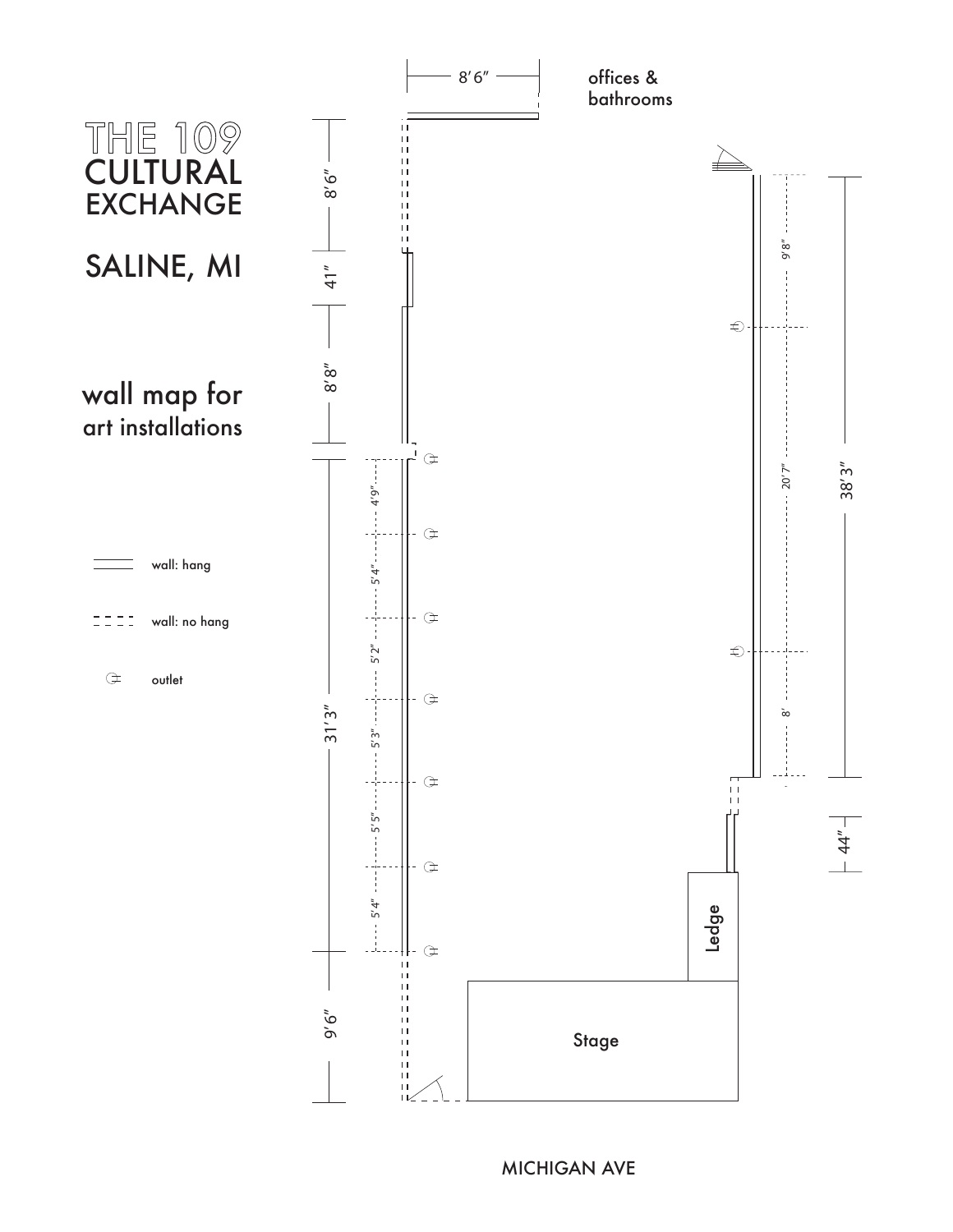# THE 109 CULTURAL EXCHANGE

## SALINE, MI

### wall map for art installations

wall: hang

wall: no hang

outlet

offices & bathrooms

8′6″

8′6″

41″

8′8″

31′3″

9′6″

4′9″

5′4″

5′2″

5′3″

5′5″

5′4″

9′8″

20′7″

8′

38′3″

44″

Ledge

Stage

MICHIGAN AVE